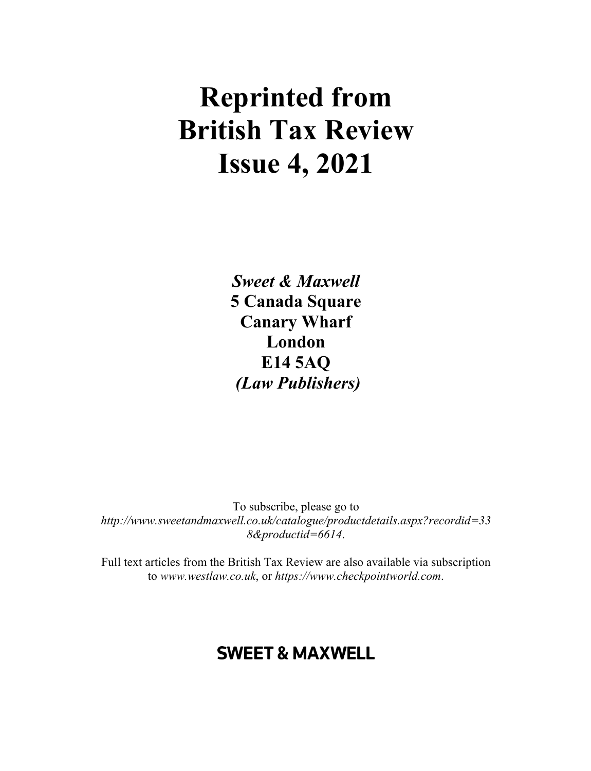# Reprinted from British Tax Review Issue 4, 2021

***Sweet & Maxwell***
**5 Canada Square**
**Canary Wharf**
**London**
**E14 5AQ**
***(Law Publishers)***

To subscribe, please go to *http://www.sweetandmaxwell.co.uk/catalogue/productdetails.aspx?recordid=338&productid=6614*.

Full text articles from the British Tax Review are also available via subscription to *www.westlaw.co.uk*, or *https://www.checkpointworld.com*.

**SWEET & MAXWELL**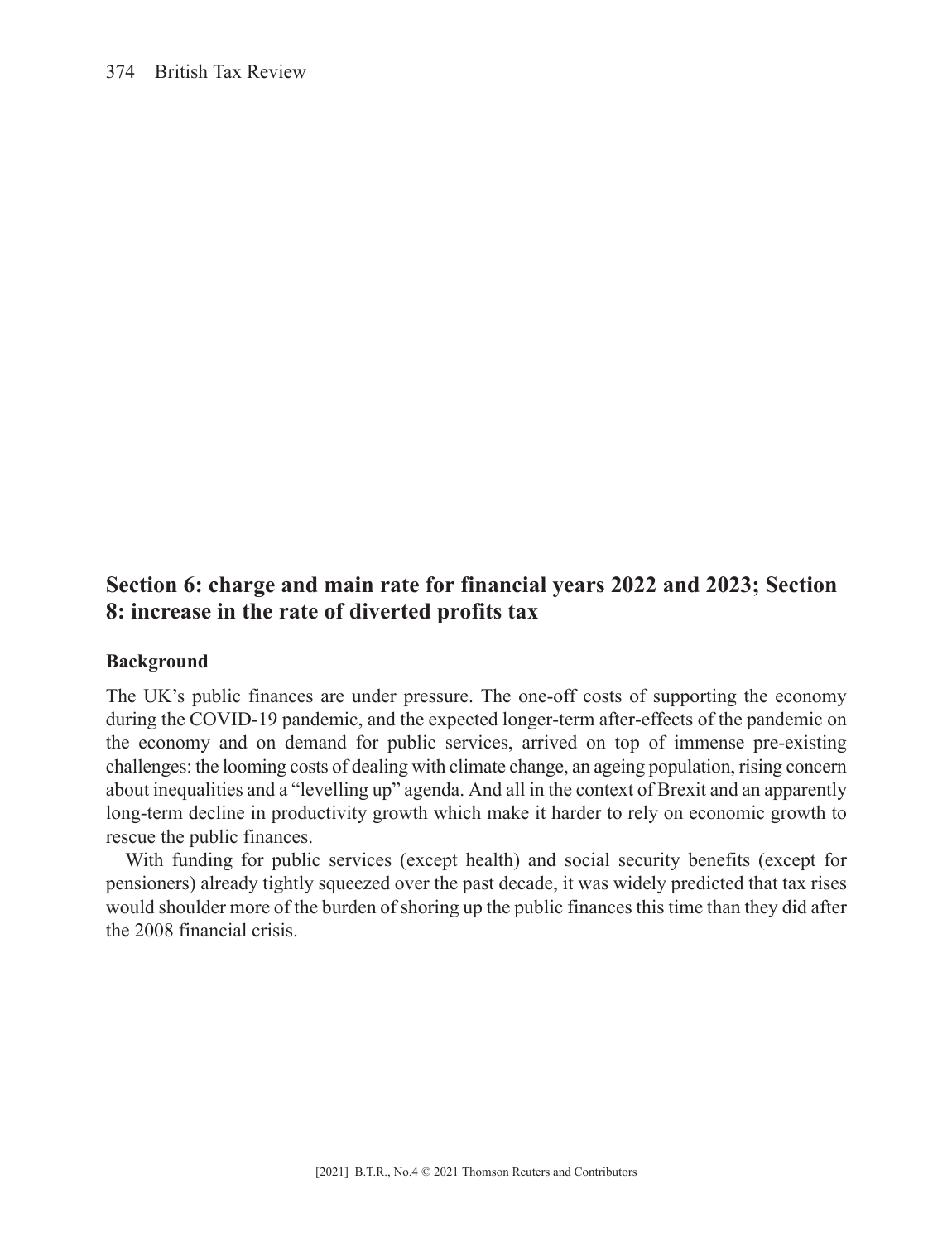## Section 6: charge and main rate for financial years 2022 and 2023; Section 8: increase in the rate of diverted profits tax

### Background

The UK's public finances are under pressure. The one-off costs of supporting the economy during the COVID-19 pandemic, and the expected longer-term after-effects of the pandemic on the economy and on demand for public services, arrived on top of immense pre-existing challenges: the looming costs of dealing with climate change, an ageing population, rising concern about inequalities and a "levelling up" agenda. And all in the context of Brexit and an apparently long-term decline in productivity growth which make it harder to rely on economic growth to rescue the public finances.

With funding for public services (except health) and social security benefits (except for pensioners) already tightly squeezed over the past decade, it was widely predicted that tax rises would shoulder more of the burden of shoring up the public finances this time than they did after the 2008 financial crisis.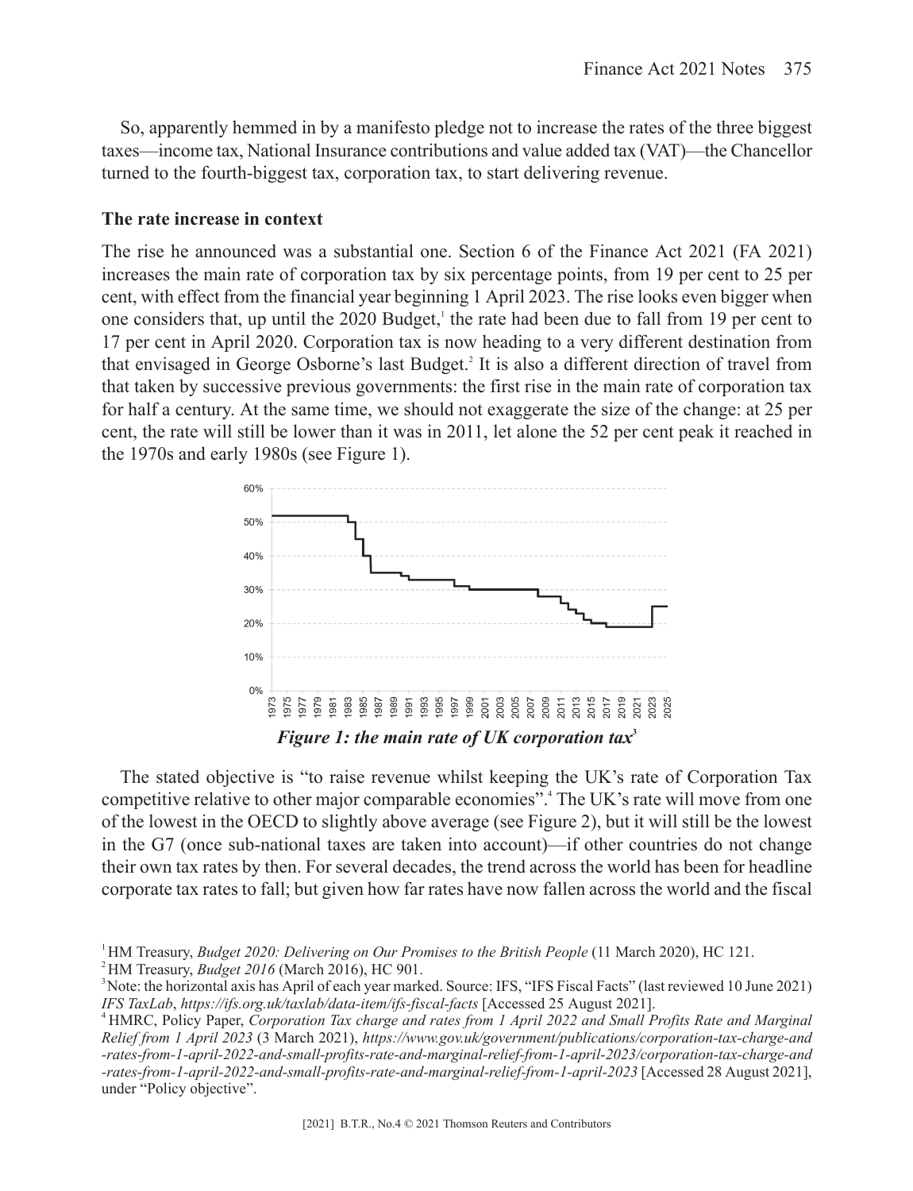So, apparently hemmed in by a manifesto pledge not to increase the rates of the three biggest taxes—income tax, National Insurance contributions and value added tax (VAT)—the Chancellor turned to the fourth-biggest tax, corporation tax, to start delivering revenue.

**The rate increase in context**

The rise he announced was a substantial one. Section 6 of the Finance Act 2021 (FA 2021) increases the main rate of corporation tax by six percentage points, from 19 per cent to 25 per cent, with effect from the financial year beginning 1 April 2023. The rise looks even bigger when one considers that, up until the 2020 Budget,[1] the rate had been due to fall from 19 per cent to 17 per cent in April 2020. Corporation tax is now heading to a very different destination from that envisaged in George Osborne's last Budget.[2] It is also a different direction of travel from that taken by successive previous governments: the first rise in the main rate of corporation tax for half a century. At the same time, we should not exaggerate the size of the change: at 25 per cent, the rate will still be lower than it was in 2011, let alone the 52 per cent peak it reached in the 1970s and early 1980s (see Figure 1).

***Figure 1: the main rate of UK corporation tax***[3]

The stated objective is "to raise revenue whilst keeping the UK's rate of Corporation Tax competitive relative to other major comparable economies".[4] The UK's rate will move from one of the lowest in the OECD to slightly above average (see Figure 2), but it will still be the lowest in the G7 (once sub-national taxes are taken into account)—if other countries do not change their own tax rates by then. For several decades, the trend across the world has been for headline corporate tax rates to fall; but given how far rates have now fallen across the world and the fiscal

[1] HM Treasury, *Budget 2020: Delivering on Our Promises to the British People* (11 March 2020), HC 121.

[2] HM Treasury, *Budget 2016* (March 2016), HC 901.

[3] Note: the horizontal axis has April of each year marked. Source: IFS, "IFS Fiscal Facts" (last reviewed 10 June 2021) *IFS TaxLab*, *https://ifs.org.uk/taxlab/data-item/ifs-fiscal-facts* [Accessed 25 August 2021].

[4] HMRC, Policy Paper, *Corporation Tax charge and rates from 1 April 2022 and Small Profits Rate and Marginal Relief from 1 April 2023* (3 March 2021), *https://www.gov.uk/government/publications/corporation-tax-charge-and-rates-from-1-april-2022-and-small-profits-rate-and-marginal-relief-from-1-april-2023/corporation-tax-charge-and-rates-from-1-april-2022-and-small-profits-rate-and-marginal-relief-from-1-april-2023* [Accessed 28 August 2021], under "Policy objective".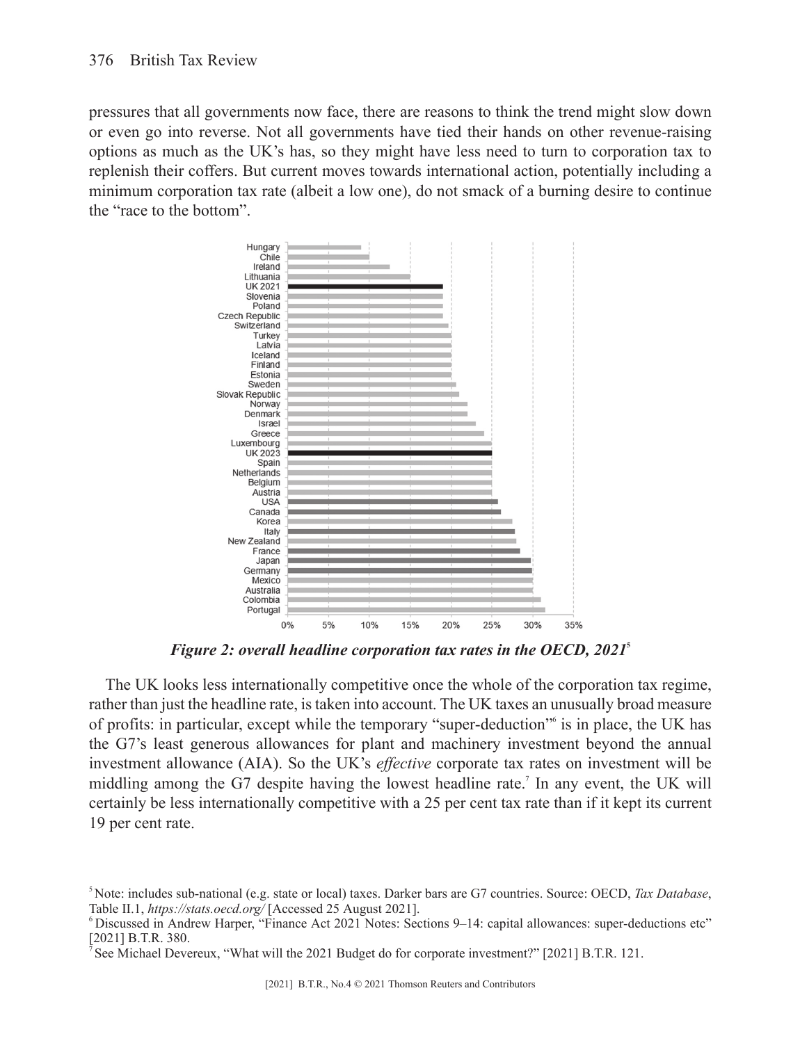pressures that all governments now face, there are reasons to think the trend might slow down or even go into reverse. Not all governments have tied their hands on other revenue-raising options as much as the UK's has, so they might have less need to turn to corporation tax to replenish their coffers. But current moves towards international action, potentially including a minimum corporation tax rate (albeit a low one), do not smack of a burning desire to continue the "race to the bottom".

***Figure 2: overall headline corporation tax rates in the OECD, 2021***[5]

The UK looks less internationally competitive once the whole of the corporation tax regime, rather than just the headline rate, is taken into account. The UK taxes an unusually broad measure of profits: in particular, except while the temporary "super-deduction"[6] is in place, the UK has the G7's least generous allowances for plant and machinery investment beyond the annual investment allowance (AIA). So the UK's *effective* corporate tax rates on investment will be middling among the G7 despite having the lowest headline rate.[7] In any event, the UK will certainly be less internationally competitive with a 25 per cent tax rate than if it kept its current 19 per cent rate.

[5] Note: includes sub-national (e.g. state or local) taxes. Darker bars are G7 countries. Source: OECD, *Tax Database*, Table II.1, *https://stats.oecd.org/* [Accessed 25 August 2021].

[6] Discussed in Andrew Harper, "Finance Act 2021 Notes: Sections 9–14: capital allowances: super-deductions etc" [2021] B.T.R. 380.

[7] See Michael Devereux, "What will the 2021 Budget do for corporate investment?" [2021] B.T.R. 121.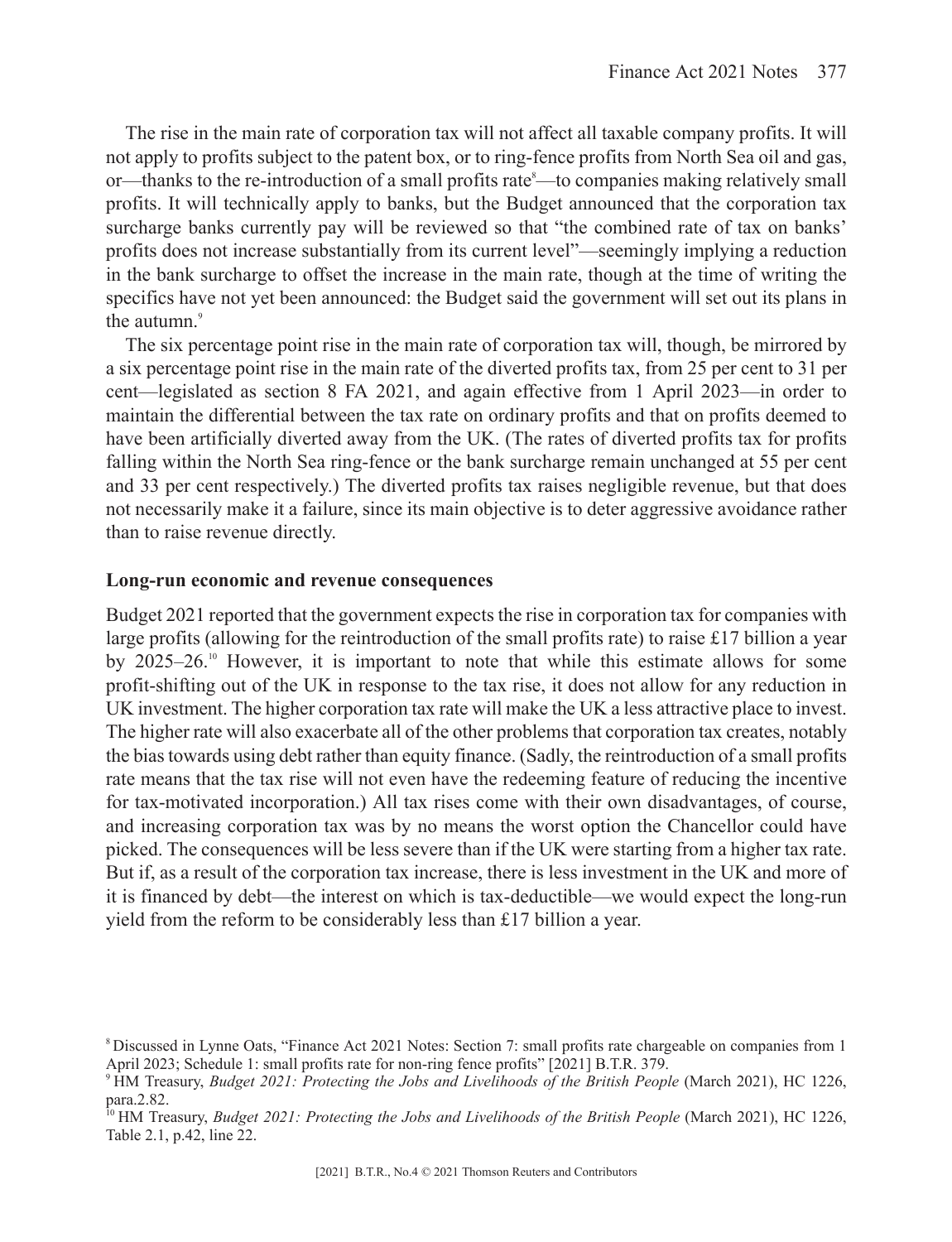The rise in the main rate of corporation tax will not affect all taxable company profits. It will not apply to profits subject to the patent box, or to ring-fence profits from North Sea oil and gas, or—thanks to the re-introduction of a small profits rate[8]—to companies making relatively small profits. It will technically apply to banks, but the Budget announced that the corporation tax surcharge banks currently pay will be reviewed so that "the combined rate of tax on banks' profits does not increase substantially from its current level"—seemingly implying a reduction in the bank surcharge to offset the increase in the main rate, though at the time of writing the specifics have not yet been announced: the Budget said the government will set out its plans in the autumn.[9]

The six percentage point rise in the main rate of corporation tax will, though, be mirrored by a six percentage point rise in the main rate of the diverted profits tax, from 25 per cent to 31 per cent—legislated as section 8 FA 2021, and again effective from 1 April 2023—in order to maintain the differential between the tax rate on ordinary profits and that on profits deemed to have been artificially diverted away from the UK. (The rates of diverted profits tax for profits falling within the North Sea ring-fence or the bank surcharge remain unchanged at 55 per cent and 33 per cent respectively.) The diverted profits tax raises negligible revenue, but that does not necessarily make it a failure, since its main objective is to deter aggressive avoidance rather than to raise revenue directly.

**Long-run economic and revenue consequences**

Budget 2021 reported that the government expects the rise in corporation tax for companies with large profits (allowing for the reintroduction of the small profits rate) to raise £17 billion a year by 2025–26.[10] However, it is important to note that while this estimate allows for some profit-shifting out of the UK in response to the tax rise, it does not allow for any reduction in UK investment. The higher corporation tax rate will make the UK a less attractive place to invest. The higher rate will also exacerbate all of the other problems that corporation tax creates, notably the bias towards using debt rather than equity finance. (Sadly, the reintroduction of a small profits rate means that the tax rise will not even have the redeeming feature of reducing the incentive for tax-motivated incorporation.) All tax rises come with their own disadvantages, of course, and increasing corporation tax was by no means the worst option the Chancellor could have picked. The consequences will be less severe than if the UK were starting from a higher tax rate. But if, as a result of the corporation tax increase, there is less investment in the UK and more of it is financed by debt—the interest on which is tax-deductible—we would expect the long-run yield from the reform to be considerably less than £17 billion a year.

---

[8] Discussed in Lynne Oats, "Finance Act 2021 Notes: Section 7: small profits rate chargeable on companies from 1 April 2023; Schedule 1: small profits rate for non-ring fence profits" [2021] B.T.R. 379.

[9] HM Treasury, *Budget 2021: Protecting the Jobs and Livelihoods of the British People* (March 2021), HC 1226, para.2.82.

[10] HM Treasury, *Budget 2021: Protecting the Jobs and Livelihoods of the British People* (March 2021), HC 1226, Table 2.1, p.42, line 22.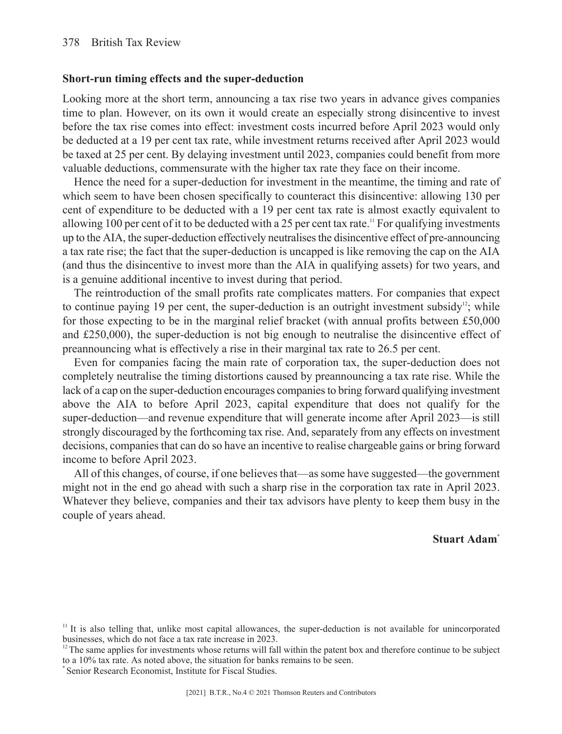**Short-run timing effects and the super-deduction**

Looking more at the short term, announcing a tax rise two years in advance gives companies time to plan. However, on its own it would create an especially strong disincentive to invest before the tax rise comes into effect: investment costs incurred before April 2023 would only be deducted at a 19 per cent tax rate, while investment returns received after April 2023 would be taxed at 25 per cent. By delaying investment until 2023, companies could benefit from more valuable deductions, commensurate with the higher tax rate they face on their income.

Hence the need for a super-deduction for investment in the meantime, the timing and rate of which seem to have been chosen specifically to counteract this disincentive: allowing 130 per cent of expenditure to be deducted with a 19 per cent tax rate is almost exactly equivalent to allowing 100 per cent of it to be deducted with a 25 per cent tax rate.[11] For qualifying investments up to the AIA, the super-deduction effectively neutralises the disincentive effect of pre-announcing a tax rate rise; the fact that the super-deduction is uncapped is like removing the cap on the AIA (and thus the disincentive to invest more than the AIA in qualifying assets) for two years, and is a genuine additional incentive to invest during that period.

The reintroduction of the small profits rate complicates matters. For companies that expect to continue paying 19 per cent, the super-deduction is an outright investment subsidy[12]; while for those expecting to be in the marginal relief bracket (with annual profits between £50,000 and £250,000), the super-deduction is not big enough to neutralise the disincentive effect of preannouncing what is effectively a rise in their marginal tax rate to 26.5 per cent.

Even for companies facing the main rate of corporation tax, the super-deduction does not completely neutralise the timing distortions caused by preannouncing a tax rate rise. While the lack of a cap on the super-deduction encourages companies to bring forward qualifying investment above the AIA to before April 2023, capital expenditure that does not qualify for the super-deduction—and revenue expenditure that will generate income after April 2023—is still strongly discouraged by the forthcoming tax rise. And, separately from any effects on investment decisions, companies that can do so have an incentive to realise chargeable gains or bring forward income to before April 2023.

All of this changes, of course, if one believes that—as some have suggested—the government might not in the end go ahead with such a sharp rise in the corporation tax rate in April 2023. Whatever they believe, companies and their tax advisors have plenty to keep them busy in the couple of years ahead.

**Stuart Adam***

---

[11] It is also telling that, unlike most capital allowances, the super-deduction is not available for unincorporated businesses, which do not face a tax rate increase in 2023.

[12] The same applies for investments whose returns will fall within the patent box and therefore continue to be subject to a 10% tax rate. As noted above, the situation for banks remains to be seen.

\* Senior Research Economist, Institute for Fiscal Studies.